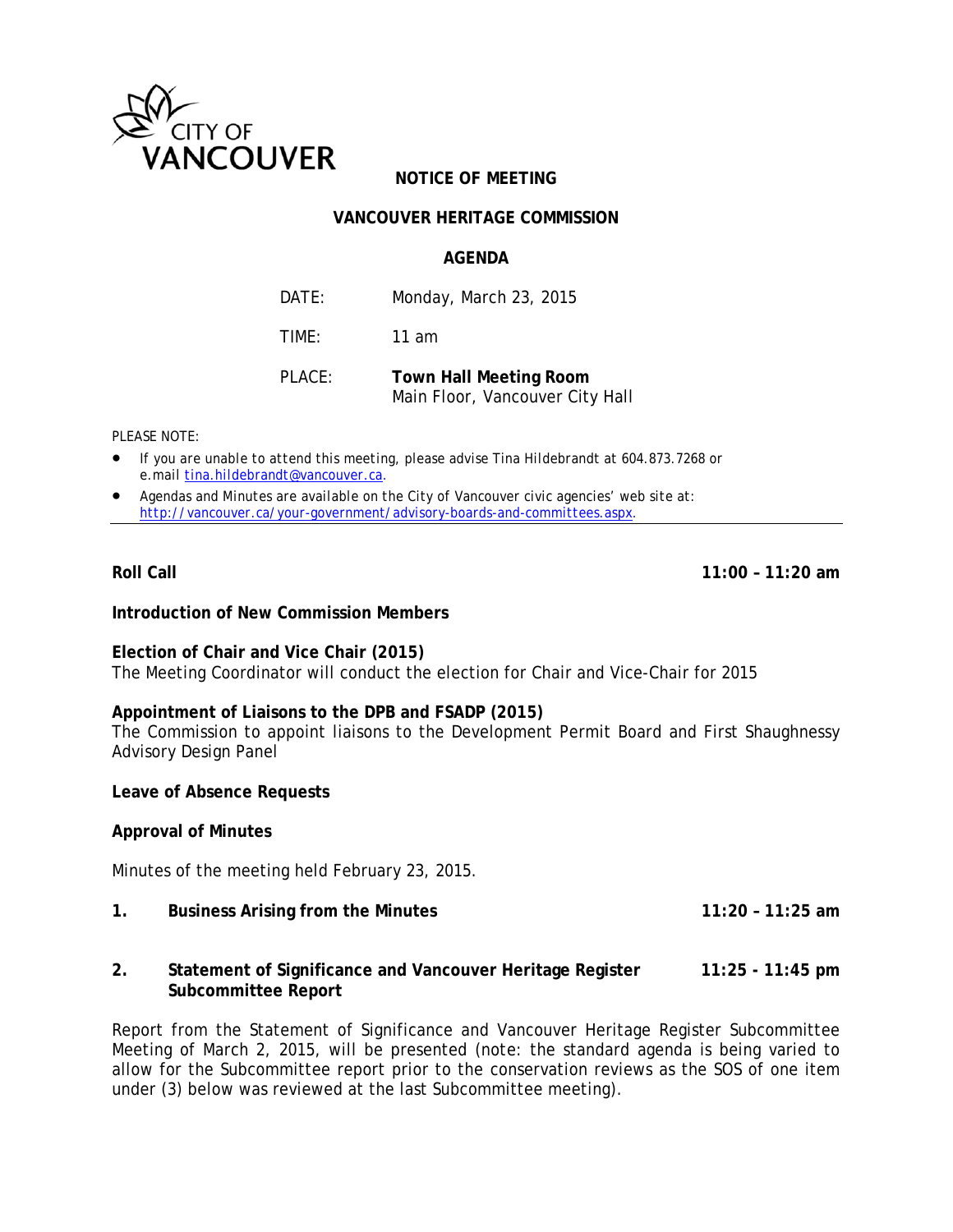CITY OF VANCOUVER

**NOTICE OF MEETING**

**VANCOUVER HERITAGE COMMISSION**

**AGENDA**

DATE: Monday, March 23, 2015

TIME: 11 am

PLACE: **Town Hall Meeting Room**
Main Floor, Vancouver City Hall

PLEASE NOTE:

- If you are unable to attend this meeting, please advise Tina Hildebrandt at 604.873.7268 or e.mail tina.hildebrandt@vancouver.ca.
- Agendas and Minutes are available on the City of Vancouver civic agencies' web site at: http://vancouver.ca/your-government/advisory-boards-and-committees.aspx.

---

**Roll Call** **11:00 – 11:20 am**

**Introduction of New Commission Members**

**Election of Chair and Vice Chair (2015)**
The Meeting Coordinator will conduct the election for Chair and Vice-Chair for 2015

**Appointment of Liaisons to the DPB and FSADP (2015)**
The Commission to appoint liaisons to the Development Permit Board and First Shaughnessy Advisory Design Panel

**Leave of Absence Requests**

**Approval of Minutes**

Minutes of the meeting held February 23, 2015.

**1. Business Arising from the Minutes** **11:20 – 11:25 am**

**2. Statement of Significance and Vancouver Heritage Register Subcommittee Report** **11:25 - 11:45 pm**

Report from the Statement of Significance and Vancouver Heritage Register Subcommittee Meeting of March 2, 2015, will be presented (note: the standard agenda is being varied to allow for the Subcommittee report prior to the conservation reviews as the SOS of one item under (3) below was reviewed at the last Subcommittee meeting).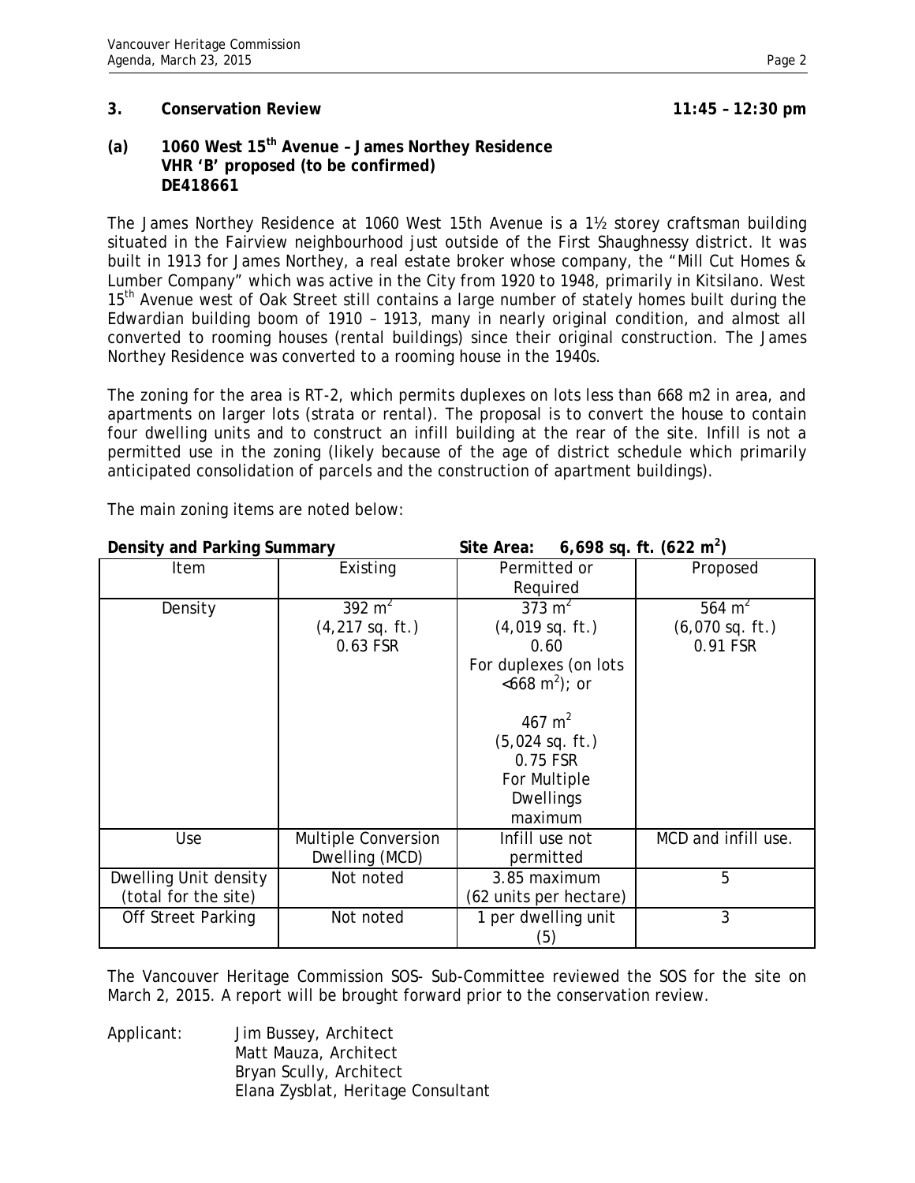## 3. Conservation Review 11:45 – 12:30 pm

### (a) 1060 West 15th Avenue – James Northey Residence
**VHR 'B' proposed (to be confirmed)**
**DE418661**

The James Northey Residence at 1060 West 15th Avenue is a 1½ storey craftsman building situated in the Fairview neighbourhood just outside of the First Shaughnessy district. It was built in 1913 for James Northey, a real estate broker whose company, the "Mill Cut Homes & Lumber Company" which was active in the City from 1920 to 1948, primarily in Kitsilano. West 15th Avenue west of Oak Street still contains a large number of stately homes built during the Edwardian building boom of 1910 – 1913, many in nearly original condition, and almost all converted to rooming houses (rental buildings) since their original construction. The James Northey Residence was converted to a rooming house in the 1940s.

The zoning for the area is RT-2, which permits duplexes on lots less than 668 m2 in area, and apartments on larger lots (strata or rental). The proposal is to convert the house to contain four dwelling units and to construct an infill building at the rear of the site. Infill is not a permitted use in the zoning (likely because of the age of district schedule which primarily anticipated consolidation of parcels and the construction of apartment buildings).

The main zoning items are noted below:

**Density and Parking Summary** **Site Area: 6,698 sq. ft. (622 m$^2$)**

| Item | Existing | Permitted or Required | Proposed |
|---|---|---|---|
| Density | 392 m$^2$ (4,217 sq. ft.) 0.63 FSR | 373 m$^2$ (4,019 sq. ft.) 0.60 For duplexes (on lots <668 m$^2$); or 467 m$^2$ (5,024 sq. ft.) 0.75 FSR For Multiple Dwellings maximum | 564 m$^2$ (6,070 sq. ft.) 0.91 FSR |
| Use | Multiple Conversion Dwelling (MCD) | Infill use not permitted | MCD and infill use. |
| Dwelling Unit density (total for the site) | Not noted | 3.85 maximum (62 units per hectare) | 5 |
| Off Street Parking | Not noted | 1 per dwelling unit (5) | 3 |

The Vancouver Heritage Commission SOS- Sub-Committee reviewed the SOS for the site on March 2, 2015. A report will be brought forward prior to the conservation review.

Applicant: Jim Bussey, Architect
Matt Mauza, Architect
Bryan Scully, Architect
Elana Zysblat, Heritage Consultant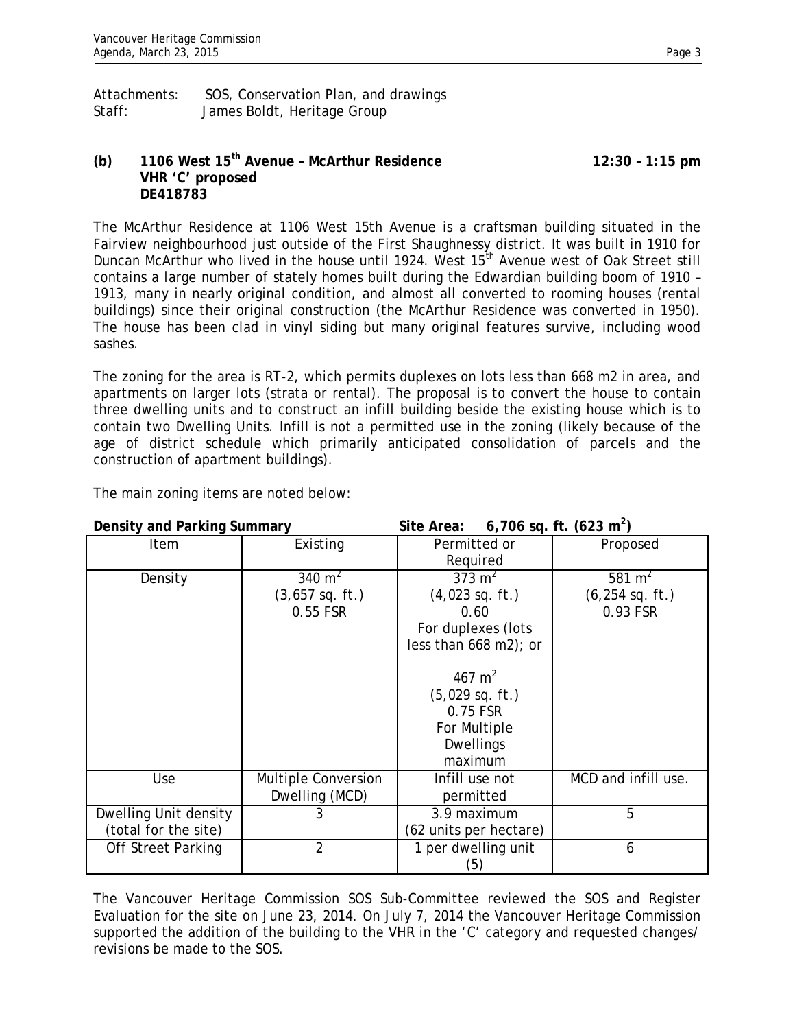Attachments: SOS, Conservation Plan, and drawings
Staff: James Boldt, Heritage Group

**(b) 1106 West 15th Avenue – McArthur Residence** **12:30 – 1:15 pm**
**VHR 'C' proposed**
**DE418783**

The McArthur Residence at 1106 West 15th Avenue is a craftsman building situated in the Fairview neighbourhood just outside of the First Shaughnessy district. It was built in 1910 for Duncan McArthur who lived in the house until 1924. West 15th Avenue west of Oak Street still contains a large number of stately homes built during the Edwardian building boom of 1910 – 1913, many in nearly original condition, and almost all converted to rooming houses (rental buildings) since their original construction (the McArthur Residence was converted in 1950). The house has been clad in vinyl siding but many original features survive, including wood sashes.

The zoning for the area is RT-2, which permits duplexes on lots less than 668 m2 in area, and apartments on larger lots (strata or rental). The proposal is to convert the house to contain three dwelling units and to construct an infill building beside the existing house which is to contain two Dwelling Units. Infill is not a permitted use in the zoning (likely because of the age of district schedule which primarily anticipated consolidation of parcels and the construction of apartment buildings).

The main zoning items are noted below:

**Density and Parking Summary** **Site Area: 6,706 sq. ft. (623 m$^2$)**

| Item | Existing | Permitted or Required | Proposed |
|---|---|---|---|
| Density | 340 m$^2$ (3,657 sq. ft.) 0.55 FSR | 373 m$^2$ (4,023 sq. ft.) 0.60 For duplexes (lots less than 668 m2); or 467 m$^2$ (5,029 sq. ft.) 0.75 FSR For Multiple Dwellings maximum | 581 m$^2$ (6,254 sq. ft.) 0.93 FSR |
| Use | Multiple Conversion Dwelling (MCD) | Infill use not permitted | MCD and infill use. |
| Dwelling Unit density (total for the site) | 3 | 3.9 maximum (62 units per hectare) | 5 |
| Off Street Parking | 2 | 1 per dwelling unit (5) | 6 |

The Vancouver Heritage Commission SOS Sub-Committee reviewed the SOS and Register Evaluation for the site on June 23, 2014. On July 7, 2014 the Vancouver Heritage Commission supported the addition of the building to the VHR in the 'C' category and requested changes/ revisions be made to the SOS.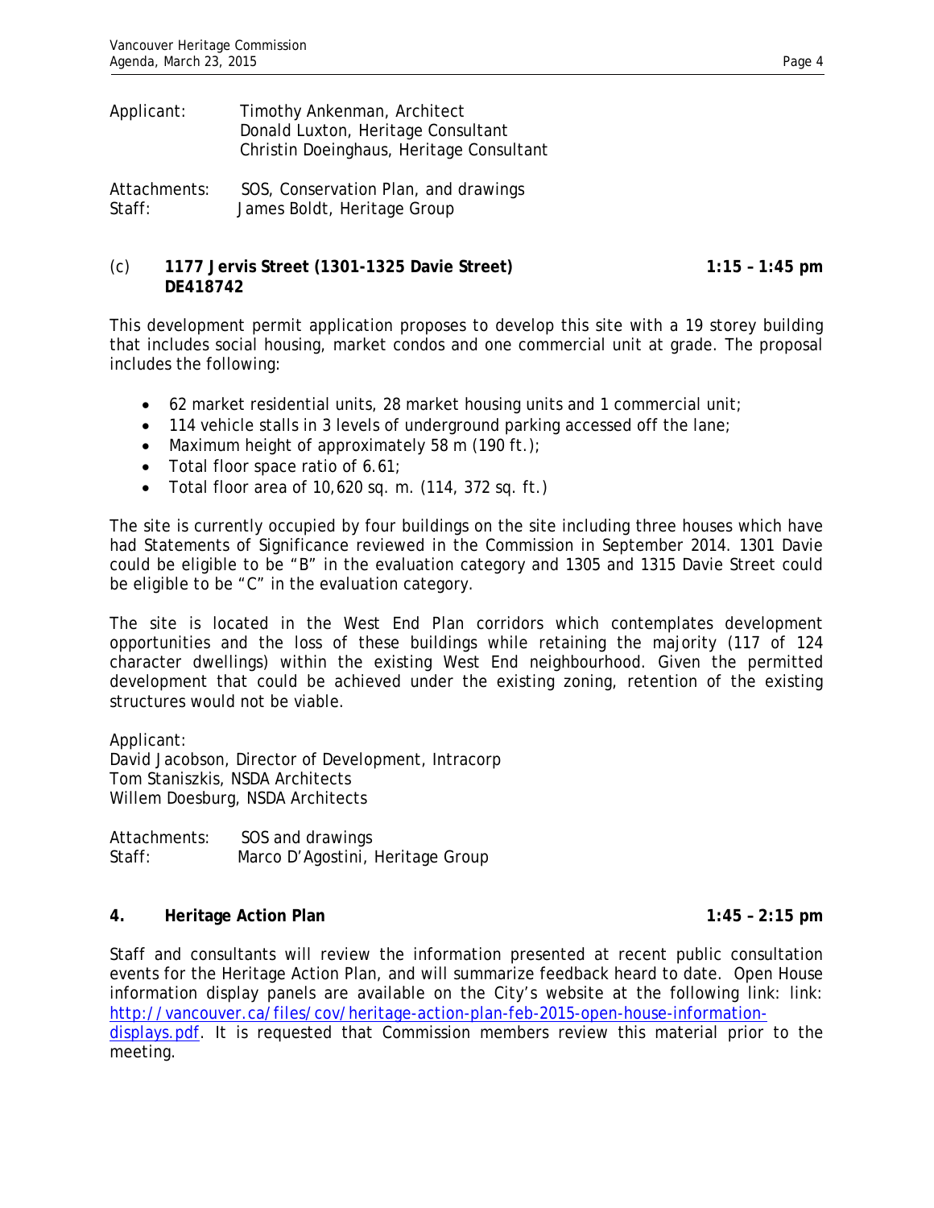Applicant: Timothy Ankenman, Architect
Donald Luxton, Heritage Consultant
Christin Doeinghaus, Heritage Consultant

Attachments: SOS, Conservation Plan, and drawings
Staff: James Boldt, Heritage Group

(c) **1177 Jervis Street (1301-1325 Davie Street) DE418742** **1:15 – 1:45 pm**

This development permit application proposes to develop this site with a 19 storey building that includes social housing, market condos and one commercial unit at grade. The proposal includes the following:

- 62 market residential units, 28 market housing units and 1 commercial unit;
- 114 vehicle stalls in 3 levels of underground parking accessed off the lane;
- Maximum height of approximately 58 m (190 ft.);
- Total floor space ratio of 6.61;
- Total floor area of 10,620 sq. m. (114, 372 sq. ft.)

The site is currently occupied by four buildings on the site including three houses which have had Statements of Significance reviewed in the Commission in September 2014. 1301 Davie could be eligible to be "B" in the evaluation category and 1305 and 1315 Davie Street could be eligible to be "C" in the evaluation category.

The site is located in the West End Plan corridors which contemplates development opportunities and the loss of these buildings while retaining the majority (117 of 124 character dwellings) within the existing West End neighbourhood. Given the permitted development that could be achieved under the existing zoning, retention of the existing structures would not be viable.

Applicant:
David Jacobson, Director of Development, Intracorp
Tom Staniszkis, NSDA Architects
Willem Doesburg, NSDA Architects

Attachments: SOS and drawings
Staff: Marco D'Agostini, Heritage Group

**4. Heritage Action Plan** **1:45 – 2:15 pm**

Staff and consultants will review the information presented at recent public consultation events for the Heritage Action Plan, and will summarize feedback heard to date. Open House information display panels are available on the City's website at the following link: link: http://vancouver.ca/files/cov/heritage-action-plan-feb-2015-open-house-information-displays.pdf. It is requested that Commission members review this material prior to the meeting.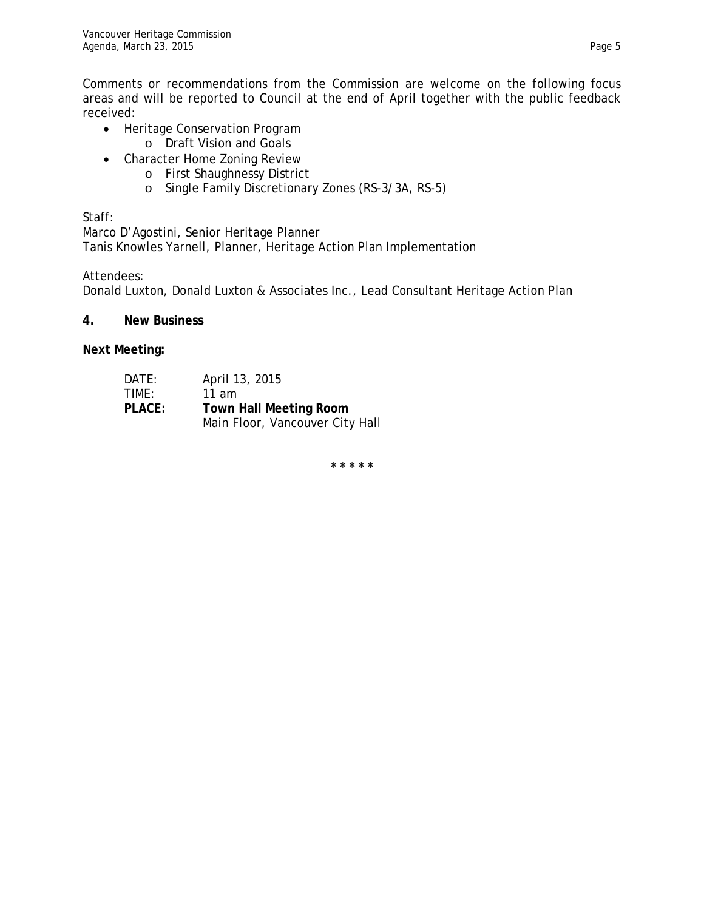Comments or recommendations from the Commission are welcome on the following focus areas and will be reported to Council at the end of April together with the public feedback received:

- Heritage Conservation Program
  - Draft Vision and Goals
- Character Home Zoning Review
  - First Shaughnessy District
  - Single Family Discretionary Zones (RS-3/3A, RS-5)

Staff:
Marco D'Agostini, Senior Heritage Planner
Tanis Knowles Yarnell, Planner, Heritage Action Plan Implementation

Attendees:
Donald Luxton, Donald Luxton & Associates Inc., Lead Consultant Heritage Action Plan

**4. New Business**

**Next Meeting:**

| | |
|---|---|
| DATE: | April 13, 2015 |
| TIME: | 11 am |
| **PLACE:** | **Town Hall Meeting Room** |
| | Main Floor, Vancouver City Hall |

\* \* \* \* \*